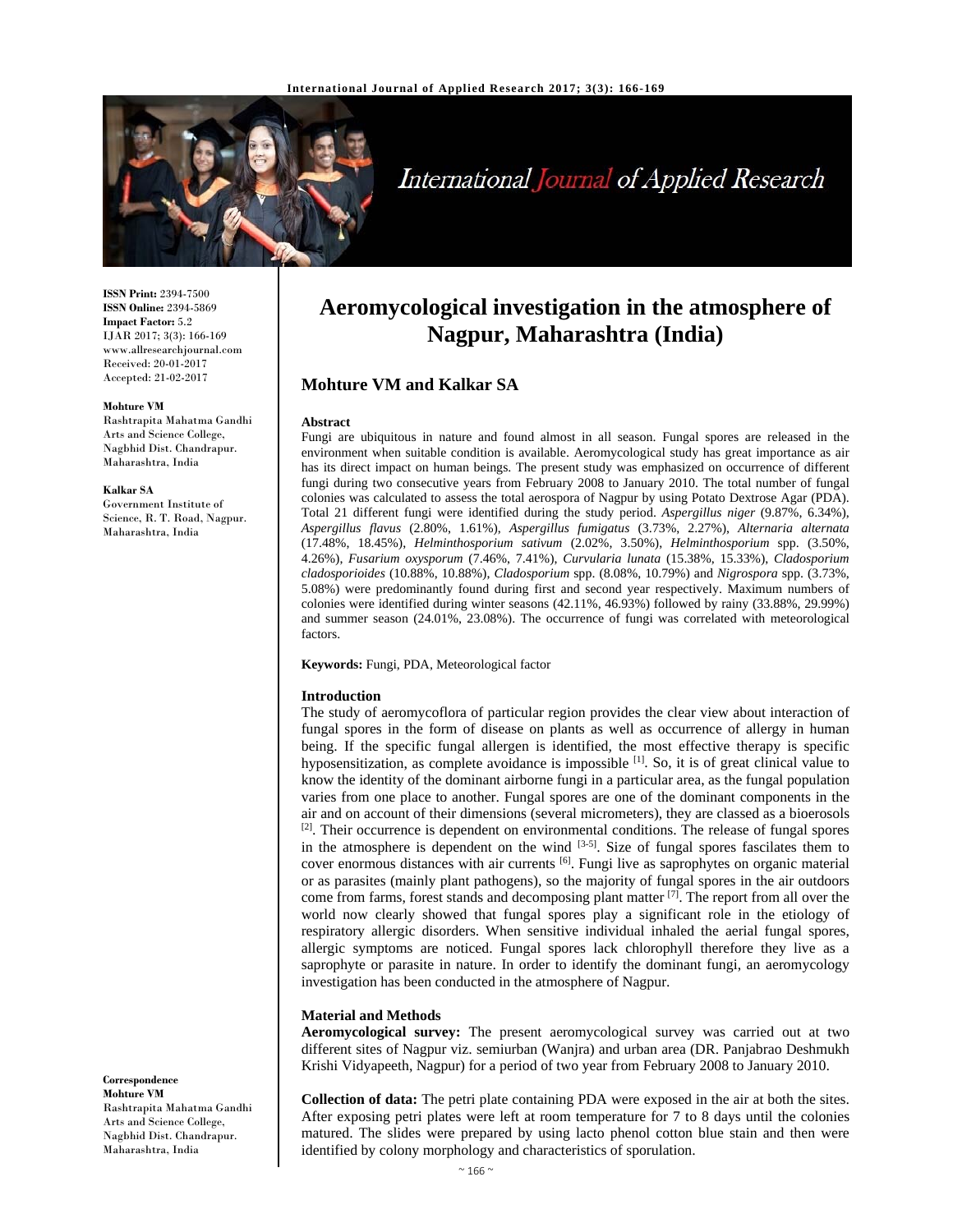**ISSN Print:** 2394-7500
**ISSN Online:** 2394-5869
**Impact Factor:** 5.2
IJAR 2017; 3(3): 166-169
www.allresearchjournal.com
Received: 20-01-2017
Accepted: 21-02-2017

**Mohture VM**
Rashtrapita Mahatma Gandhi Arts and Science College, Nagbhid Dist. Chandrapur. Maharashtra, India

**Kalkar SA**
Government Institute of Science, R. T. Road, Nagpur. Maharashtra, India

**Correspondence**
**Mohture VM**
Rashtrapita Mahatma Gandhi Arts and Science College, Nagbhid Dist. Chandrapur. Maharashtra, India

# Aeromycological investigation in the atmosphere of Nagpur, Maharashtra (India)

## Mohture VM and Kalkar SA

### Abstract

Fungi are ubiquitous in nature and found almost in all season. Fungal spores are released in the environment when suitable condition is available. Aeromycological study has great importance as air has its direct impact on human beings. The present study was emphasized on occurrence of different fungi during two consecutive years from February 2008 to January 2010. The total number of fungal colonies was calculated to assess the total aerospora of Nagpur by using Potato Dextrose Agar (PDA). Total 21 different fungi were identified during the study period. *Aspergillus niger* (9.87%, 6.34%), *Aspergillus flavus* (2.80%, 1.61%), *Aspergillus fumigatus* (3.73%, 2.27%), *Alternaria alternata* (17.48%, 18.45%), *Helminthosporium sativum* (2.02%, 3.50%), *Helminthosporium* spp. (3.50%, 4.26%), *Fusarium oxysporum* (7.46%, 7.41%), *Curvularia lunata* (15.38%, 15.33%), *Cladosporium cladosporioides* (10.88%, 10.88%), *Cladosporium* spp. (8.08%, 10.79%) and *Nigrospora* spp. (3.73%, 5.08%) were predominantly found during first and second year respectively. Maximum numbers of colonies were identified during winter seasons (42.11%, 46.93%) followed by rainy (33.88%, 29.99%) and summer season (24.01%, 23.08%). The occurrence of fungi was correlated with meteorological factors.

**Keywords:** Fungi, PDA, Meteorological factor

### Introduction

The study of aeromycoflora of particular region provides the clear view about interaction of fungal spores in the form of disease on plants as well as occurrence of allergy in human being. If the specific fungal allergen is identified, the most effective therapy is specific hyposensitization, as complete avoidance is impossible [1]. So, it is of great clinical value to know the identity of the dominant airborne fungi in a particular area, as the fungal population varies from one place to another. Fungal spores are one of the dominant components in the air and on account of their dimensions (several micrometers), they are classed as a bioerosols [2]. Their occurrence is dependent on environmental conditions. The release of fungal spores in the atmosphere is dependent on the wind [3-5]. Size of fungal spores fascilates them to cover enormous distances with air currents [6]. Fungi live as saprophytes on organic material or as parasites (mainly plant pathogens), so the majority of fungal spores in the air outdoors come from farms, forest stands and decomposing plant matter [7]. The report from all over the world now clearly showed that fungal spores play a significant role in the etiology of respiratory allergic disorders. When sensitive individual inhaled the aerial fungal spores, allergic symptoms are noticed. Fungal spores lack chlorophyll therefore they live as a saprophyte or parasite in nature. In order to identify the dominant fungi, an aeromycology investigation has been conducted in the atmosphere of Nagpur.

### Material and Methods

**Aeromycological survey:** The present aeromycological survey was carried out at two different sites of Nagpur viz. semiurban (Wanjra) and urban area (DR. Panjabrao Deshmukh Krishi Vidyapeeth, Nagpur) for a period of two year from February 2008 to January 2010.

**Collection of data:** The petri plate containing PDA were exposed in the air at both the sites. After exposing petri plates were left at room temperature for 7 to 8 days until the colonies matured. The slides were prepared by using lacto phenol cotton blue stain and then were identified by colony morphology and characteristics of sporulation.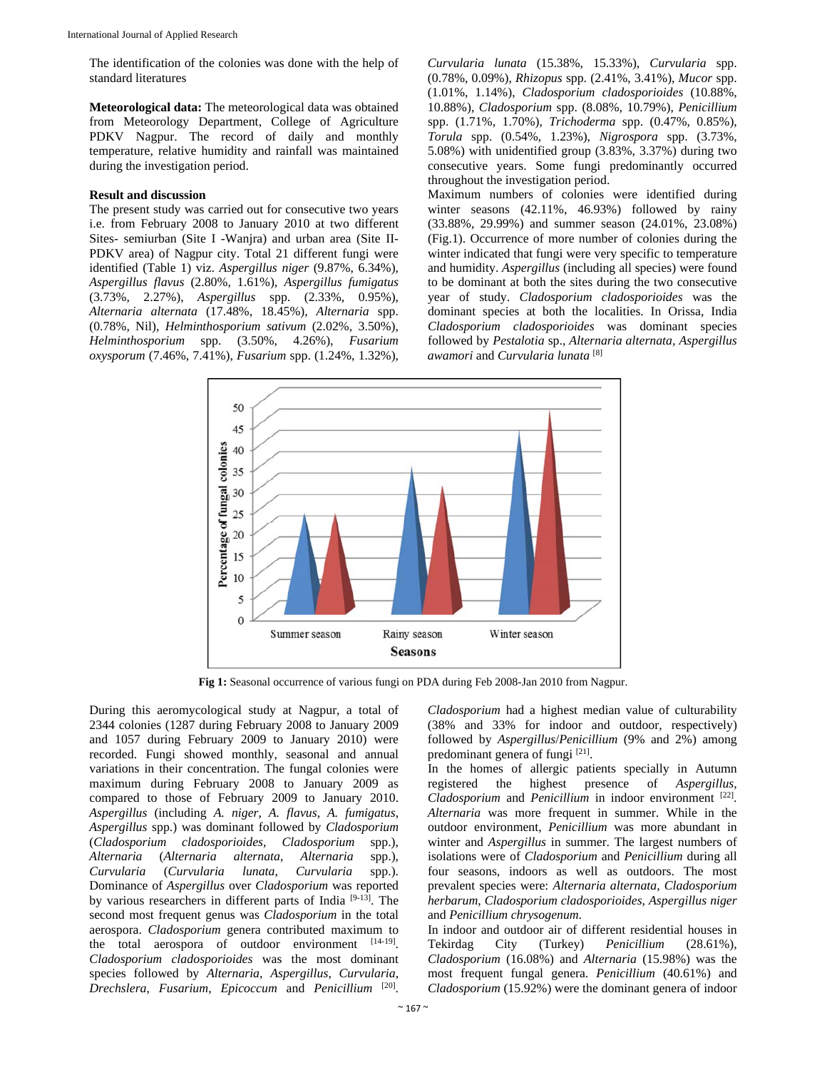The identification of the colonies was done with the help of standard literatures

**Meteorological data:** The meteorological data was obtained from Meteorology Department, College of Agriculture PDKV Nagpur. The record of daily and monthly temperature, relative humidity and rainfall was maintained during the investigation period.

### Result and discussion

The present study was carried out for consecutive two years i.e. from February 2008 to January 2010 at two different Sites- semiurban (Site I -Wanjra) and urban area (Site II-PDKV area) of Nagpur city. Total 21 different fungi were identified (Table 1) viz. *Aspergillus niger* (9.87%, 6.34%), *Aspergillus flavus* (2.80%, 1.61%), *Aspergillus fumigatus* (3.73%, 2.27%), *Aspergillus* spp. (2.33%, 0.95%), *Alternaria alternata* (17.48%, 18.45%), *Alternaria* spp. (0.78%, Nil), *Helminthosporium sativum* (2.02%, 3.50%), *Helminthosporium* spp. (3.50%, 4.26%), *Fusarium oxysporum* (7.46%, 7.41%), *Fusarium* spp. (1.24%, 1.32%), *Curvularia lunata* (15.38%, 15.33%), *Curvularia* spp. (0.78%, 0.09%), *Rhizopus* spp. (2.41%, 3.41%), *Mucor* spp. (1.01%, 1.14%), *Cladosporium cladosporioides* (10.88%, 10.88%), *Cladosporium* spp. (8.08%, 10.79%), *Penicillium* spp. (1.71%, 1.70%), *Trichoderma* spp. (0.47%, 0.85%), *Torula* spp. (0.54%, 1.23%), *Nigrospora* spp. (3.73%, 5.08%) with unidentified group (3.83%, 3.37%) during two consecutive years. Some fungi predominantly occurred throughout the investigation period.

Maximum numbers of colonies were identified during winter seasons (42.11%, 46.93%) followed by rainy (33.88%, 29.99%) and summer season (24.01%, 23.08%) (Fig.1). Occurrence of more number of colonies during the winter indicated that fungi were very specific to temperature and humidity. *Aspergillus* (including all species) were found to be dominant at both the sites during the two consecutive year of study. *Cladosporium cladosporioides* was the dominant species at both the localities. In Orissa, India *Cladosporium cladosporioides* was dominant species followed by *Pestalotia* sp., *Alternaria alternata, Aspergillus awamori* and *Curvularia lunata* [8]

**Fig 1:** Seasonal occurrence of various fungi on PDA during Feb 2008-Jan 2010 from Nagpur.

During this aeromycological study at Nagpur, a total of 2344 colonies (1287 during February 2008 to January 2009 and 1057 during February 2009 to January 2010) were recorded. Fungi showed monthly, seasonal and annual variations in their concentration. The fungal colonies were maximum during February 2008 to January 2009 as compared to those of February 2009 to January 2010. *Aspergillus* (including *A. niger, A. flavus, A. fumigatus, Aspergillus* spp.) was dominant followed by *Cladosporium* (*Cladosporium cladosporioides*, *Cladosporium* spp.), *Alternaria* (*Alternaria alternata*, *Alternaria* spp.), *Curvularia* (*Curvularia lunata*, *Curvularia* spp.). Dominance of *Aspergillus* over *Cladosporium* was reported by various researchers in different parts of India [9-13]. The second most frequent genus was *Cladosporium* in the total aerospora. *Cladosporium* genera contributed maximum to the total aerospora of outdoor environment [14-19]. *Cladosporium cladosporioides* was the most dominant species followed by *Alternaria*, *Aspergillus*, *Curvularia*, *Drechslera, Fusarium, Epicoccum* and *Penicillium* [20]. *Cladosporium* had a highest median value of culturability (38% and 33% for indoor and outdoor, respectively) followed by *Aspergillus*/*Penicillium* (9% and 2%) among predominant genera of fungi [21].

In the homes of allergic patients specially in Autumn registered the highest presence of *Aspergillus*, *Cladosporium* and *Penicillium* in indoor environment [22]. *Alternaria* was more frequent in summer. While in the outdoor environment, *Penicillium* was more abundant in winter and *Aspergillus* in summer. The largest numbers of isolations were of *Cladosporium* and *Penicillium* during all four seasons, indoors as well as outdoors. The most prevalent species were: *Alternaria alternata, Cladosporium herbarum, Cladosporium cladosporioides, Aspergillus niger* and *Penicillium chrysogenum*.

In indoor and outdoor air of different residential houses in Tekirdag City (Turkey) *Penicillium* (28.61%), *Cladosporium* (16.08%) and *Alternaria* (15.98%) was the most frequent fungal genera. *Penicillium* (40.61%) and *Cladosporium* (15.92%) were the dominant genera of indoor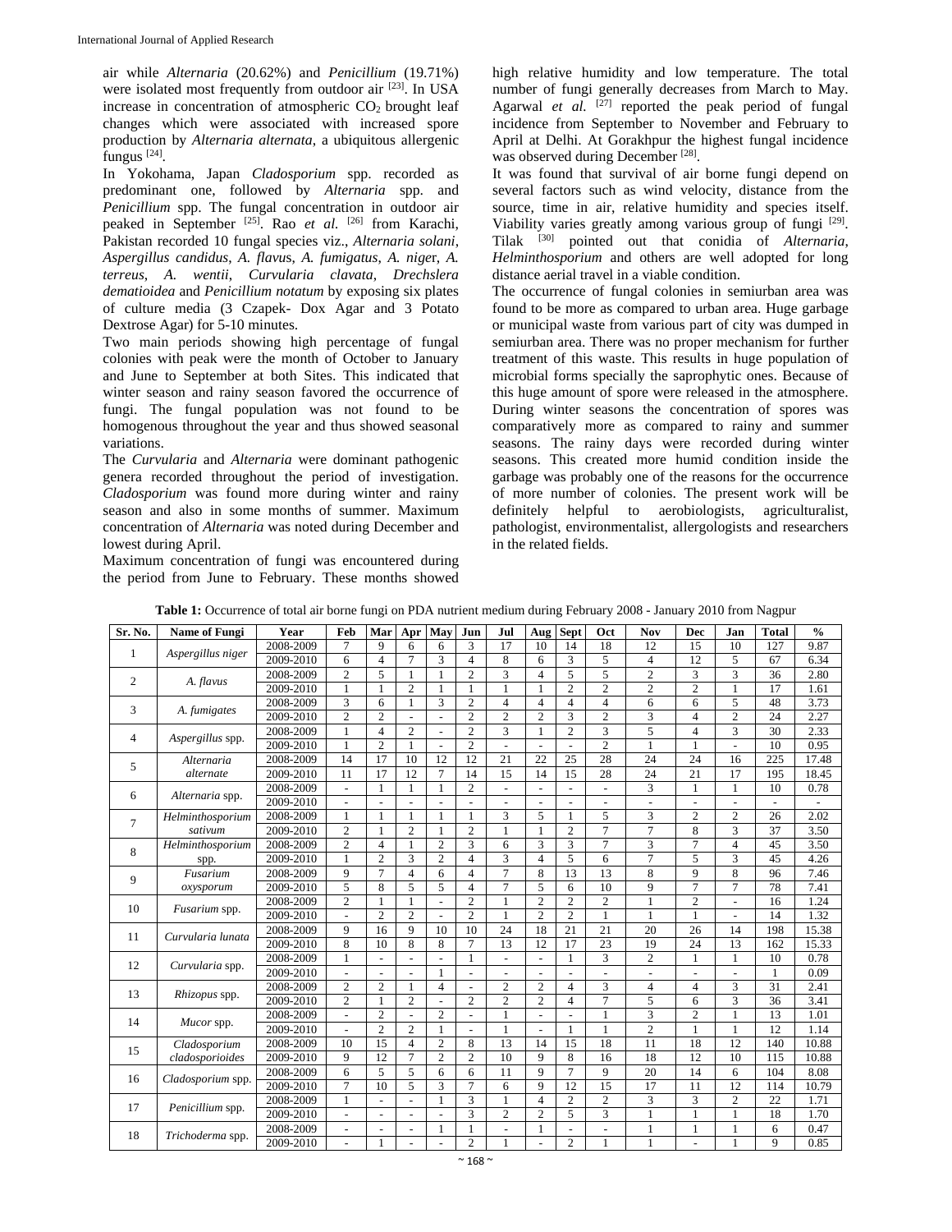air while *Alternaria* (20.62%) and *Penicillium* (19.71%) were isolated most frequently from outdoor air [23]. In USA increase in concentration of atmospheric $CO_2$ brought leaf changes which were associated with increased spore production by *Alternaria alternata*, a ubiquitous allergenic fungus [24].

In Yokohama, Japan *Cladosporium* spp. recorded as predominant one, followed by *Alternaria* spp. and *Penicillium* spp. The fungal concentration in outdoor air peaked in September [25]. Rao *et al.* [26] from Karachi, Pakistan recorded 10 fungal species viz., *Alternaria solani*, *Aspergillus candidus*, *A. flavus*, *A. fumigatus*, *A. niger*, *A. terreus*, *A. wentii*, *Curvularia clavata*, *Drechslera dematioidea* and *Penicillium notatum* by exposing six plates of culture media (3 Czapek- Dox Agar and 3 Potato Dextrose Agar) for 5-10 minutes.

Two main periods showing high percentage of fungal colonies with peak were the month of October to January and June to September at both Sites. This indicated that winter season and rainy season favored the occurrence of fungi. The fungal population was not found to be homogenous throughout the year and thus showed seasonal variations.

The *Curvularia* and *Alternaria* were dominant pathogenic genera recorded throughout the period of investigation. *Cladosporium* was found more during winter and rainy season and also in some months of summer. Maximum concentration of *Alternaria* was noted during December and lowest during April.

Maximum concentration of fungi was encountered during the period from June to February. These months showed high relative humidity and low temperature. The total number of fungi generally decreases from March to May. Agarwal *et al.* [27] reported the peak period of fungal incidence from September to November and February to April at Delhi. At Gorakhpur the highest fungal incidence was observed during December [28].

It was found that survival of air borne fungi depend on several factors such as wind velocity, distance from the source, time in air, relative humidity and species itself. Viability varies greatly among various group of fungi [29]. Tilak [30] pointed out that conidia of *Alternaria*, *Helminthosporium* and others are well adopted for long distance aerial travel in a viable condition.

The occurrence of fungal colonies in semiurban area was found to be more as compared to urban area. Huge garbage or municipal waste from various part of city was dumped in semiurban area. There was no proper mechanism for further treatment of this waste. This results in huge population of microbial forms specially the saprophytic ones. Because of this huge amount of spore were released in the atmosphere. During winter seasons the concentration of spores was comparatively more as compared to rainy and summer seasons. The rainy days were recorded during winter seasons. This created more humid condition inside the garbage was probably one of the reasons for the occurrence of more number of colonies. The present work will be definitely helpful to aerobiologists, agriculturalist, pathologist, environmentalist, allergologists and researchers in the related fields.

**Table 1:** Occurrence of total air borne fungi on PDA nutrient medium during February 2008 - January 2010 from Nagpur

| Sr. No. | Name of Fungi | Year | Feb | Mar | Apr | May | Jun | Jul | Aug | Sept | Oct | Nov | Dec | Jan | Total | % |
|---|---|---|---|---|---|---|---|---|---|---|---|---|---|---|---|---|
| 1 | *Aspergillus niger* | 2008-2009 | 7 | 9 | 6 | 6 | 3 | 17 | 10 | 14 | 18 | 12 | 15 | 10 | 127 | 9.87 |
| | | 2009-2010 | 6 | 4 | 7 | 3 | 4 | 8 | 6 | 3 | 5 | 4 | 12 | 5 | 67 | 6.34 |
| 2 | *A. flavus* | 2008-2009 | 2 | 5 | 1 | 1 | 2 | 3 | 4 | 5 | 5 | 2 | 3 | 3 | 36 | 2.80 |
| | | 2009-2010 | 1 | 1 | 2 | 1 | 1 | 1 | 1 | 2 | 2 | 2 | 2 | 1 | 17 | 1.61 |
| 3 | *A. fumigates* | 2008-2009 | 3 | 6 | 1 | 3 | 2 | 4 | 4 | 4 | 4 | 6 | 6 | 5 | 48 | 3.73 |
| | | 2009-2010 | 2 | 2 | - | - | 2 | 2 | 2 | 3 | 2 | 3 | 4 | 2 | 24 | 2.27 |
| 4 | *Aspergillus* spp. | 2008-2009 | 1 | 4 | 2 | - | 2 | 3 | 1 | 2 | 3 | 5 | 4 | 3 | 30 | 2.33 |
| | | 2009-2010 | 1 | 2 | 1 | - | 2 | - | - | - | 2 | 1 | 1 | - | 10 | 0.95 |
| 5 | *Alternaria alternate* | 2008-2009 | 14 | 17 | 10 | 12 | 12 | 21 | 22 | 25 | 28 | 24 | 24 | 16 | 225 | 17.48 |
| | | 2009-2010 | 11 | 17 | 12 | 7 | 14 | 15 | 14 | 15 | 28 | 24 | 21 | 17 | 195 | 18.45 |
| 6 | *Alternaria* spp. | 2008-2009 | - | 1 | 1 | 1 | 2 | - | - | - | - | 3 | 1 | 1 | 10 | 0.78 |
| | | 2009-2010 | - | - | - | - | - | - | - | - | - | - | - | - | - | - |
| 7 | *Helminthosporium sativum* | 2008-2009 | 1 | 1 | 1 | 1 | 1 | 3 | 5 | 1 | 5 | 3 | 2 | 2 | 26 | 2.02 |
| | | 2009-2010 | 2 | 1 | 2 | 1 | 2 | 1 | 1 | 2 | 7 | 7 | 8 | 3 | 37 | 3.50 |
| 8 | *Helminthosporium* spp. | 2008-2009 | 2 | 4 | 1 | 2 | 3 | 6 | 3 | 3 | 7 | 3 | 7 | 4 | 45 | 3.50 |
| | | 2009-2010 | 1 | 2 | 3 | 2 | 4 | 3 | 4 | 5 | 6 | 7 | 5 | 3 | 45 | 4.26 |
| 9 | *Fusarium oxysporum* | 2008-2009 | 9 | 7 | 4 | 6 | 4 | 7 | 8 | 13 | 13 | 8 | 9 | 8 | 96 | 7.46 |
| | | 2009-2010 | 5 | 8 | 5 | 5 | 4 | 7 | 5 | 6 | 10 | 9 | 7 | 7 | 78 | 7.41 |
| 10 | *Fusarium* spp. | 2008-2009 | 2 | 1 | 1 | - | 2 | 1 | 2 | 2 | 2 | 1 | 2 | - | 16 | 1.24 |
| | | 2009-2010 | - | 2 | 2 | - | 2 | 1 | 2 | 2 | 1 | 1 | 1 | - | 14 | 1.32 |
| 11 | *Curvularia lunata* | 2008-2009 | 9 | 16 | 9 | 10 | 10 | 24 | 18 | 21 | 21 | 20 | 26 | 14 | 198 | 15.38 |
| | | 2009-2010 | 8 | 10 | 8 | 8 | 7 | 13 | 12 | 17 | 23 | 19 | 24 | 13 | 162 | 15.33 |
| 12 | *Curvularia* spp. | 2008-2009 | 1 | - | - | - | 1 | - | - | 1 | 3 | 2 | 1 | 1 | 10 | 0.78 |
| | | 2009-2010 | - | - | - | 1 | - | - | - | - | - | - | - | - | 1 | 0.09 |
| 13 | *Rhizopus* spp. | 2008-2009 | 2 | 2 | 1 | 4 | - | 2 | 2 | 4 | 3 | 4 | 4 | 3 | 31 | 2.41 |
| | | 2009-2010 | 2 | 1 | 2 | - | 2 | 2 | 2 | 4 | 7 | 5 | 6 | 3 | 36 | 3.41 |
| 14 | *Mucor* spp. | 2008-2009 | - | 2 | - | 2 | - | 1 | - | - | 1 | 3 | 2 | 1 | 13 | 1.01 |
| | | 2009-2010 | - | 2 | 2 | 1 | - | 1 | - | 1 | 1 | 2 | 1 | 1 | 12 | 1.14 |
| 15 | *Cladosporium cladosporioides* | 2008-2009 | 10 | 15 | 4 | 2 | 8 | 13 | 14 | 15 | 18 | 11 | 18 | 12 | 140 | 10.88 |
| | | 2009-2010 | 9 | 12 | 7 | 2 | 2 | 10 | 9 | 8 | 16 | 18 | 12 | 10 | 115 | 10.88 |
| 16 | *Cladosporium* spp. | 2008-2009 | 6 | 5 | 5 | 6 | 6 | 11 | 9 | 7 | 9 | 20 | 14 | 6 | 104 | 8.08 |
| | | 2009-2010 | 7 | 10 | 5 | 3 | 7 | 6 | 9 | 12 | 15 | 17 | 11 | 12 | 114 | 10.79 |
| 17 | *Penicillium* spp. | 2008-2009 | 1 | - | - | 1 | 3 | 1 | 4 | 2 | 2 | 3 | 3 | 2 | 22 | 1.71 |
| | | 2009-2010 | - | - | - | - | 3 | 2 | 2 | 5 | 3 | 1 | 1 | 1 | 18 | 1.70 |
| 18 | *Trichoderma* spp. | 2008-2009 | - | - | - | 1 | 1 | - | 1 | - | - | 1 | 1 | 1 | 6 | 0.47 |
| | | 2009-2010 | - | 1 | - | - | 2 | 1 | - | 2 | 1 | 1 | - | 1 | 9 | 0.85 |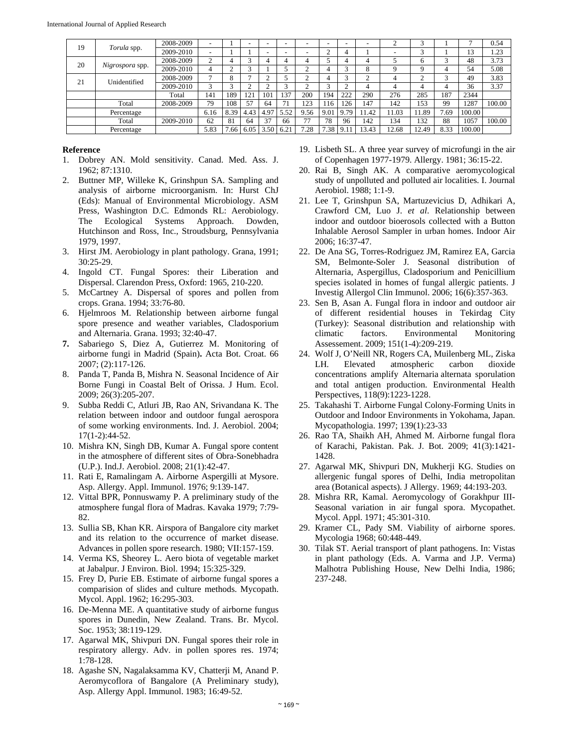| | | | | | | | | | | | | | | | | | |
|---|---|---|---|---|---|---|---|---|---|---|---|---|---|---|---|---|---|
| 19 | *Torula* spp. | 2008-2009 | - | 1 | - | - | - | - | - | - | - | 2 | 3 | 1 | 7 | 0.54 |
| | | 2009-2010 | - | 1 | 1 | - | - | - | 2 | 4 | 1 | - | 3 | 1 | 13 | 1.23 |
| 20 | *Nigrospora* spp. | 2008-2009 | 2 | 4 | 3 | 4 | 4 | 4 | 5 | 4 | 4 | 5 | 6 | 3 | 48 | 3.73 |
| | | 2009-2010 | 4 | 2 | 3 | 1 | 5 | 2 | 4 | 3 | 8 | 9 | 9 | 4 | 54 | 5.08 |
| 21 | Unidentified | 2008-2009 | 7 | 8 | 7 | 2 | 5 | 2 | 4 | 3 | 2 | 4 | 2 | 3 | 49 | 3.83 |
| | | 2009-2010 | 3 | 3 | 2 | 2 | 3 | 2 | 3 | 2 | 4 | 4 | 4 | 4 | 36 | 3.37 |
| | | Total | 141 | 189 | 121 | 101 | 137 | 200 | 194 | 222 | 290 | 276 | 285 | 187 | 2344 | |
| | Total | 2008-2009 | 79 | 108 | 57 | 64 | 71 | 123 | 116 | 126 | 147 | 142 | 153 | 99 | 1287 | 100.00 |
| | Percentage | | 6.16 | 8.39 | 4.43 | 4.97 | 5.52 | 9.56 | 9.01 | 9.79 | 11.42 | 11.03 | 11.89 | 7.69 | 100.00 | |
| | Total | 2009-2010 | 62 | 81 | 64 | 37 | 66 | 77 | 78 | 96 | 142 | 134 | 132 | 88 | 1057 | 100.00 |
| | Percentage | | 5.83 | 7.66 | 6.05 | 3.50 | 6.21 | 7.28 | 7.38 | 9.11 | 13.43 | 12.68 | 12.49 | 8.33 | 100.00 | |

**Reference**

1. Dobrey AN. Mold sensitivity. Canad. Med. Ass. J. 1962; 87:1310.
2. Buttner MP, Willeke K, Grinshpun SA. Sampling and analysis of airborne microorganism. In: Hurst ChJ (Eds): Manual of Environmental Microbiology. ASM Press, Washington D.C. Edmonds RL: Aerobiology. The Ecological Systems Approach. Dowden, Hutchinson and Ross, Inc., Stroudsburg, Pennsylvania 1979, 1997.
3. Hirst JM. Aerobiology in plant pathology. Grana, 1991; 30:25-29.
4. Ingold CT. Fungal Spores: their Liberation and Dispersal. Clarendon Press, Oxford: 1965, 210-220.
5. McCartney A. Dispersal of spores and pollen from crops. Grana. 1994; 33:76-80.
6. Hjelmroos M. Relationship between airborne fungal spore presence and weather variables, Cladosporium and Alternaria. Grana. 1993; 32:40-47.
7. Sabariego S, Diez A, Gutierrez M. Monitoring of airborne fungi in Madrid (Spain). Acta Bot. Croat. 66 2007; (2):117-126.
8. Panda T, Panda B, Mishra N. Seasonal Incidence of Air Borne Fungi in Coastal Belt of Orissa. J Hum. Ecol. 2009; 26(3):205-207.
9. Subba Reddi C, Atluri JB, Rao AN, Srivandana K. The relation between indoor and outdoor fungal aerospora of some working environments. Ind. J. Aerobiol. 2004; 17(1-2):44-52.
10. Mishra KN, Singh DB, Kumar A. Fungal spore content in the atmosphere of different sites of Obra-Sonebhadra (U.P.). Ind.J. Aerobiol. 2008; 21(1):42-47.
11. Rati E, Ramalingam A. Airborne Aspergilli at Mysore. Asp. Allergy. Appl. Immunol. 1976; 9:139-147.
12. Vittal BPR, Ponnuswamy P. A preliminary study of the atmosphere fungal flora of Madras. Kavaka 1979; 7:79-82.
13. Sullia SB, Khan KR. Airspora of Bangalore city market and its relation to the occurrence of market disease. Advances in pollen spore research. 1980; VII:157-159.
14. Verma KS, Sheorey L. Aero biota of vegetable market at Jabalpur. J Environ. Biol. 1994; 15:325-329.
15. Frey D, Purie EB. Estimate of airborne fungal spores a comparision of slides and culture methods. Mycopath. Mycol. Appl. 1962; 16:295-303.
16. De-Menna ME. A quantitative study of airborne fungus spores in Dunedin, New Zealand. Trans. Br. Mycol. Soc. 1953; 38:119-129.
17. Agarwal MK, Shivpuri DN. Fungal spores their role in respiratory allergy. Adv. in pollen spores res. 1974; 1:78-128.
18. Agashe SN, Nagalaksamma KV, Chatterji M, Anand P. Aeromycoflora of Bangalore (A Preliminary study), Asp. Allergy Appl. Immunol. 1983; 16:49-52.
19. Lisbeth SL. A three year survey of microfungi in the air of Copenhagen 1977-1979. Allergy. 1981; 36:15-22.
20. Rai B, Singh AK. A comparative aeromycological study of unpolluted and polluted air localities. I. Journal Aerobiol. 1988; 1:1-9.
21. Lee T, Grinshpun SA, Martuzevicius D, Adhikari A, Crawford CM, Luo J. *et al*. Relationship between indoor and outdoor bioerosols collected with a Button Inhalable Aerosol Sampler in urban homes. Indoor Air 2006; 16:37-47.
22. De Ana SG, Torres-Rodriguez JM, Ramirez EA, Garcia SM, Belmonte-Soler J. Seasonal distribution of Alternaria, Aspergillus, Cladosporium and Penicillium species isolated in homes of fungal allergic patients. J Investig Allergol Clin Immunol. 2006; 16(6):357-363.
23. Sen B, Asan A. Fungal flora in indoor and outdoor air of different residential houses in Tekirdag City (Turkey): Seasonal distribution and relationship with climatic factors. Environmental Monitoring Assessement. 2009; 151(1-4):209-219.
24. Wolf J, O'Neill NR, Rogers CA, Muilenberg ML, Ziska LH. Elevated atmospheric carbon dioxide concentrations amplify Alternaria alternata sporulation and total antigen production. Environmental Health Perspectives, 118(9):1223-1228.
25. Takahashi T. Airborne Fungal Colony-Forming Units in Outdoor and Indoor Environments in Yokohama, Japan. Mycopathologia. 1997; 139(1):23-33
26. Rao TA, Shaikh AH, Ahmed M. Airborne fungal flora of Karachi, Pakistan. Pak. J. Bot. 2009; 41(3):1421-1428.
27. Agarwal MK, Shivpuri DN, Mukherji KG. Studies on allergenic fungal spores of Delhi, India metropolitan area (Botanical aspects). J Allergy. 1969; 44:193-203.
28. Mishra RR, Kamal. Aeromycology of Gorakhpur III-Seasonal variation in air fungal spora. Mycopathet. Mycol. Appl. 1971; 45:301-310.
29. Kramer CL, Pady SM. Viability of airborne spores. Mycologia 1968; 60:448-449.
30. Tilak ST. Aerial transport of plant pathogens. In: Vistas in plant pathology (Eds. A. Varma and J.P. Verma) Malhotra Publishing House, New Delhi India, 1986; 237-248.